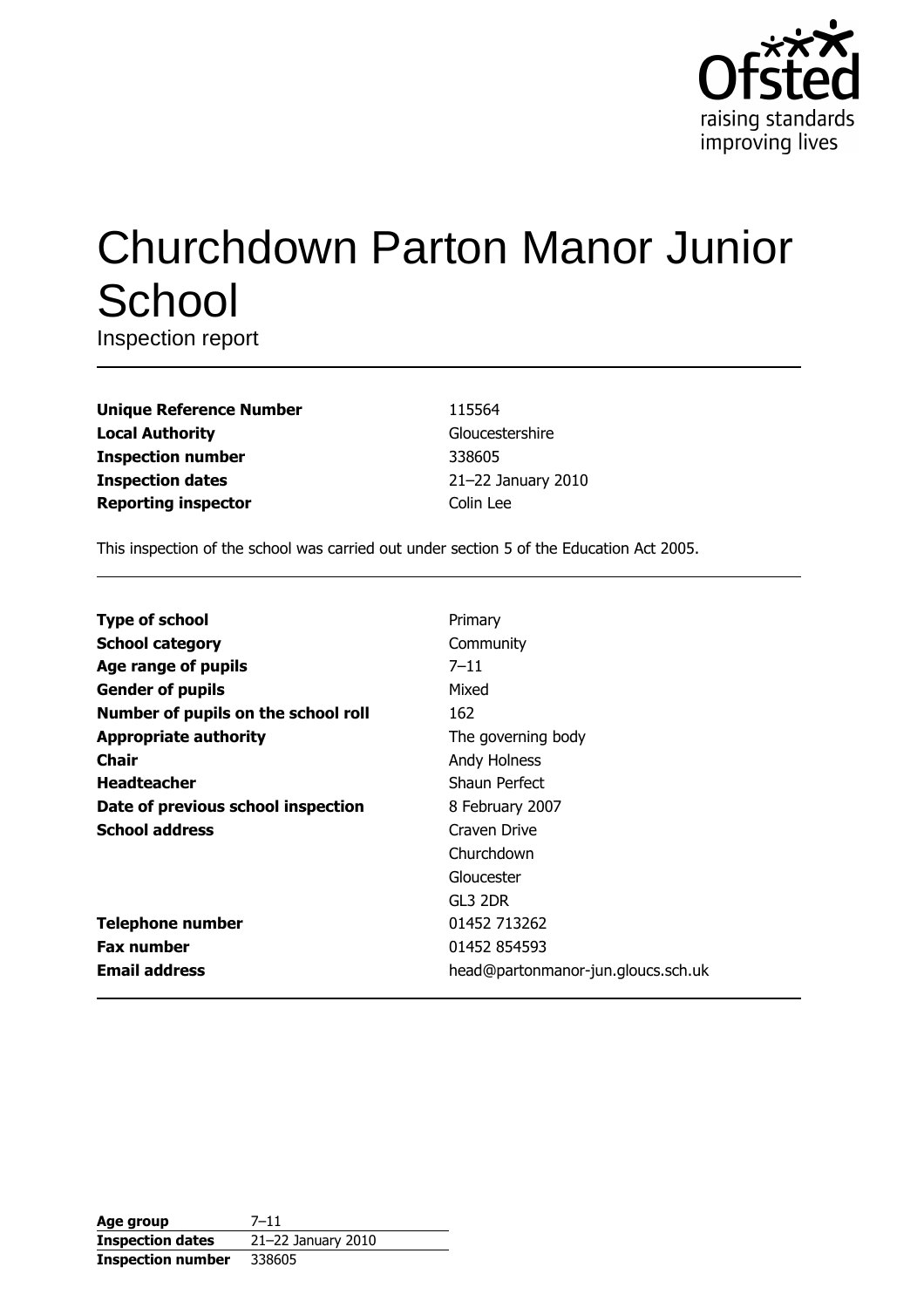# Churchdown Parton Manor Junior School

Inspection report

| | |
|---|---|
| **Unique Reference Number** | 115564 |
| **Local Authority** | Gloucestershire |
| **Inspection number** | 338605 |
| **Inspection dates** | 21–22 January 2010 |
| **Reporting inspector** | Colin Lee |

This inspection of the school was carried out under section 5 of the Education Act 2005.

| | |
|---|---|
| **Type of school** | Primary |
| **School category** | Community |
| **Age range of pupils** | 7–11 |
| **Gender of pupils** | Mixed |
| **Number of pupils on the school roll** | 162 |
| **Appropriate authority** | The governing body |
| **Chair** | Andy Holness |
| **Headteacher** | Shaun Perfect |
| **Date of previous school inspection** | 8 February 2007 |
| **School address** | Craven Drive<br>Churchdown<br>Gloucester<br>GL3 2DR |
| **Telephone number** | 01452 713262 |
| **Fax number** | 01452 854593 |
| **Email address** | head@partonmanor-jun.gloucs.sch.uk |

| | |
|---|---|
| **Age group** | 7–11 |
| **Inspection dates** | 21–22 January 2010 |
| **Inspection number** | 338605 |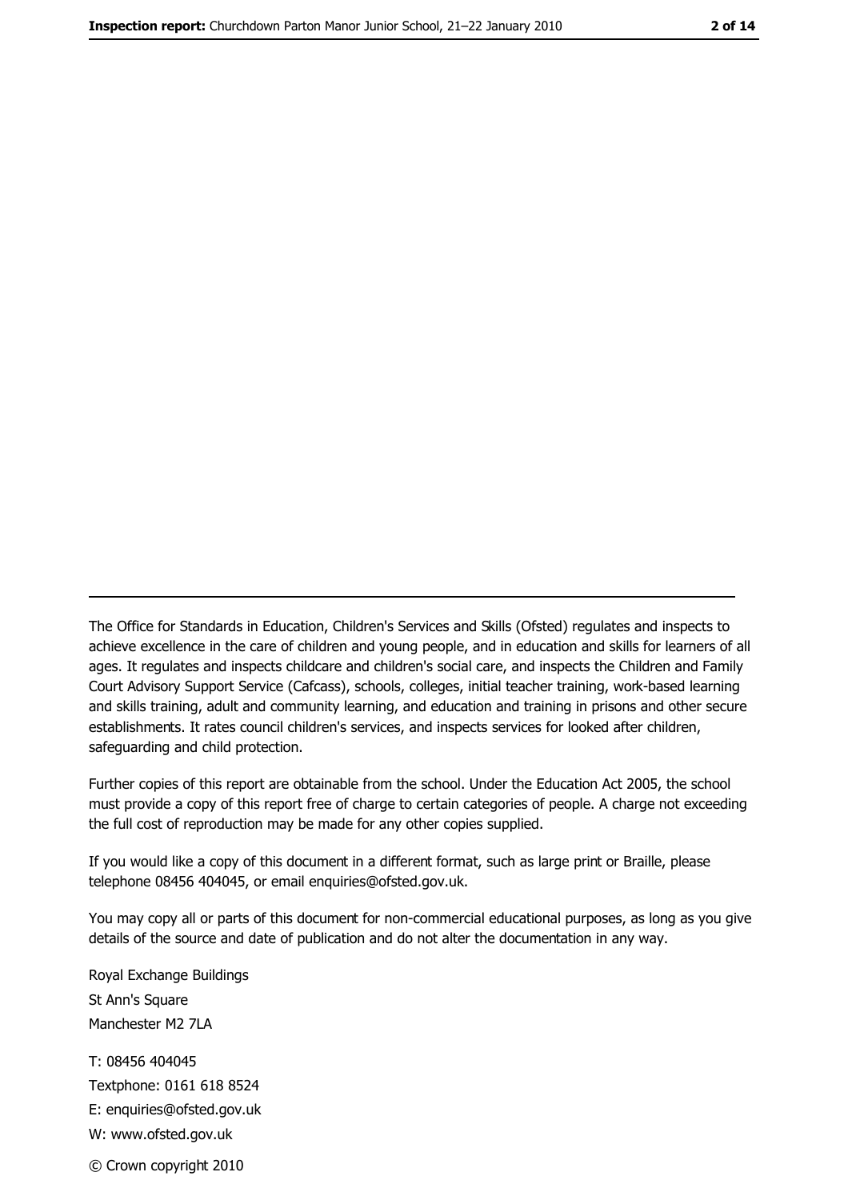The Office for Standards in Education, Children's Services and Skills (Ofsted) regulates and inspects to achieve excellence in the care of children and young people, and in education and skills for learners of all ages. It regulates and inspects childcare and children's social care, and inspects the Children and Family Court Advisory Support Service (Cafcass), schools, colleges, initial teacher training, work-based learning and skills training, adult and community learning, and education and training in prisons and other secure establishments. It rates council children's services, and inspects services for looked after children, safeguarding and child protection.

Further copies of this report are obtainable from the school. Under the Education Act 2005, the school must provide a copy of this report free of charge to certain categories of people. A charge not exceeding the full cost of reproduction may be made for any other copies supplied.

If you would like a copy of this document in a different format, such as large print or Braille, please telephone 08456 404045, or email enquiries@ofsted.gov.uk.

You may copy all or parts of this document for non-commercial educational purposes, as long as you give details of the source and date of publication and do not alter the documentation in any way.

Royal Exchange Buildings
St Ann's Square
Manchester M2 7LA

T: 08456 404045
Textphone: 0161 618 8524
E: enquiries@ofsted.gov.uk
W: www.ofsted.gov.uk

© Crown copyright 2010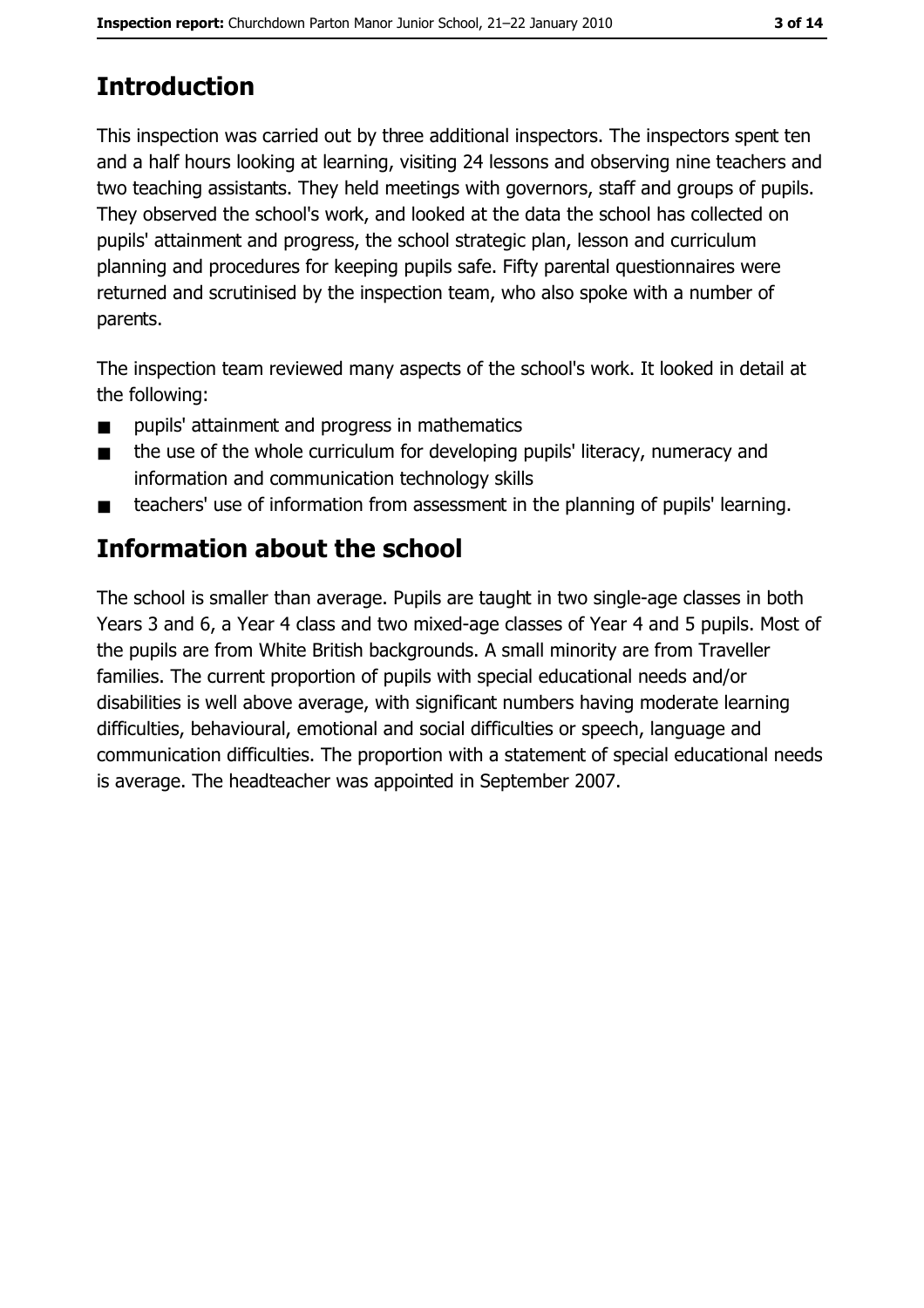# Introduction

This inspection was carried out by three additional inspectors. The inspectors spent ten and a half hours looking at learning, visiting 24 lessons and observing nine teachers and two teaching assistants. They held meetings with governors, staff and groups of pupils. They observed the school's work, and looked at the data the school has collected on pupils' attainment and progress, the school strategic plan, lesson and curriculum planning and procedures for keeping pupils safe. Fifty parental questionnaires were returned and scrutinised by the inspection team, who also spoke with a number of parents.

The inspection team reviewed many aspects of the school's work. It looked in detail at the following:

- pupils' attainment and progress in mathematics
- the use of the whole curriculum for developing pupils' literacy, numeracy and information and communication technology skills
- teachers' use of information from assessment in the planning of pupils' learning.

# Information about the school

The school is smaller than average. Pupils are taught in two single-age classes in both Years 3 and 6, a Year 4 class and two mixed-age classes of Year 4 and 5 pupils. Most of the pupils are from White British backgrounds. A small minority are from Traveller families. The current proportion of pupils with special educational needs and/or disabilities is well above average, with significant numbers having moderate learning difficulties, behavioural, emotional and social difficulties or speech, language and communication difficulties. The proportion with a statement of special educational needs is average. The headteacher was appointed in September 2007.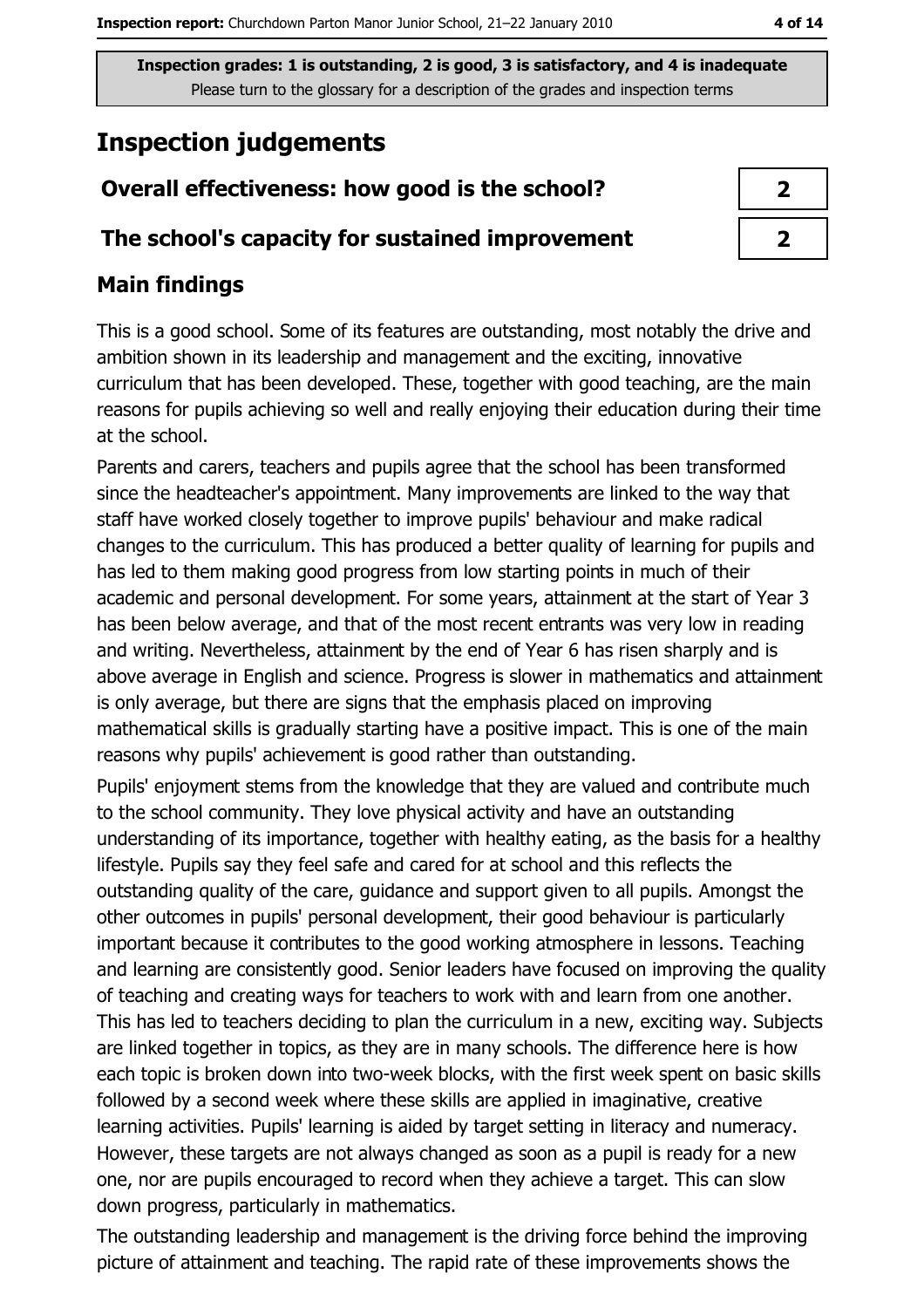Inspection grades: 1 is outstanding, 2 is good, 3 is satisfactory, and 4 is inadequate
Please turn to the glossary for a description of the grades and inspection terms

# Inspection judgements

| | |
|---|---|
| **Overall effectiveness: how good is the school?** | **2** |
| **The school's capacity for sustained improvement** | **2** |

## Main findings

This is a good school. Some of its features are outstanding, most notably the drive and ambition shown in its leadership and management and the exciting, innovative curriculum that has been developed. These, together with good teaching, are the main reasons for pupils achieving so well and really enjoying their education during their time at the school.

Parents and carers, teachers and pupils agree that the school has been transformed since the headteacher's appointment. Many improvements are linked to the way that staff have worked closely together to improve pupils' behaviour and make radical changes to the curriculum. This has produced a better quality of learning for pupils and has led to them making good progress from low starting points in much of their academic and personal development. For some years, attainment at the start of Year 3 has been below average, and that of the most recent entrants was very low in reading and writing. Nevertheless, attainment by the end of Year 6 has risen sharply and is above average in English and science. Progress is slower in mathematics and attainment is only average, but there are signs that the emphasis placed on improving mathematical skills is gradually starting have a positive impact. This is one of the main reasons why pupils' achievement is good rather than outstanding.

Pupils' enjoyment stems from the knowledge that they are valued and contribute much to the school community. They love physical activity and have an outstanding understanding of its importance, together with healthy eating, as the basis for a healthy lifestyle. Pupils say they feel safe and cared for at school and this reflects the outstanding quality of the care, guidance and support given to all pupils. Amongst the other outcomes in pupils' personal development, their good behaviour is particularly important because it contributes to the good working atmosphere in lessons. Teaching and learning are consistently good. Senior leaders have focused on improving the quality of teaching and creating ways for teachers to work with and learn from one another. This has led to teachers deciding to plan the curriculum in a new, exciting way. Subjects are linked together in topics, as they are in many schools. The difference here is how each topic is broken down into two-week blocks, with the first week spent on basic skills followed by a second week where these skills are applied in imaginative, creative learning activities. Pupils' learning is aided by target setting in literacy and numeracy. However, these targets are not always changed as soon as a pupil is ready for a new one, nor are pupils encouraged to record when they achieve a target. This can slow down progress, particularly in mathematics.

The outstanding leadership and management is the driving force behind the improving picture of attainment and teaching. The rapid rate of these improvements shows the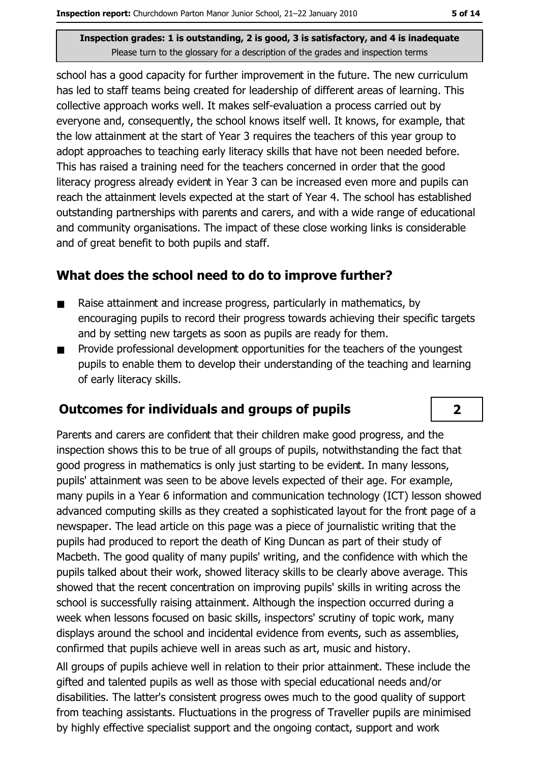**Inspection grades: 1 is outstanding, 2 is good, 3 is satisfactory, and 4 is inadequate**
Please turn to the glossary for a description of the grades and inspection terms

school has a good capacity for further improvement in the future. The new curriculum has led to staff teams being created for leadership of different areas of learning. This collective approach works well. It makes self-evaluation a process carried out by everyone and, consequently, the school knows itself well. It knows, for example, that the low attainment at the start of Year 3 requires the teachers of this year group to adopt approaches to teaching early literacy skills that have not been needed before. This has raised a training need for the teachers concerned in order that the good literacy progress already evident in Year 3 can be increased even more and pupils can reach the attainment levels expected at the start of Year 4. The school has established outstanding partnerships with parents and carers, and with a wide range of educational and community organisations. The impact of these close working links is considerable and of great benefit to both pupils and staff.

## What does the school need to do to improve further?

- Raise attainment and increase progress, particularly in mathematics, by encouraging pupils to record their progress towards achieving their specific targets and by setting new targets as soon as pupils are ready for them.
- Provide professional development opportunities for the teachers of the youngest pupils to enable them to develop their understanding of the teaching and learning of early literacy skills.

## Outcomes for individuals and groups of pupils — 2

Parents and carers are confident that their children make good progress, and the inspection shows this to be true of all groups of pupils, notwithstanding the fact that good progress in mathematics is only just starting to be evident. In many lessons, pupils' attainment was seen to be above levels expected of their age. For example, many pupils in a Year 6 information and communication technology (ICT) lesson showed advanced computing skills as they created a sophisticated layout for the front page of a newspaper. The lead article on this page was a piece of journalistic writing that the pupils had produced to report the death of King Duncan as part of their study of Macbeth. The good quality of many pupils' writing, and the confidence with which the pupils talked about their work, showed literacy skills to be clearly above average. This showed that the recent concentration on improving pupils' skills in writing across the school is successfully raising attainment. Although the inspection occurred during a week when lessons focused on basic skills, inspectors' scrutiny of topic work, many displays around the school and incidental evidence from events, such as assemblies, confirmed that pupils achieve well in areas such as art, music and history.

All groups of pupils achieve well in relation to their prior attainment. These include the gifted and talented pupils as well as those with special educational needs and/or disabilities. The latter's consistent progress owes much to the good quality of support from teaching assistants. Fluctuations in the progress of Traveller pupils are minimised by highly effective specialist support and the ongoing contact, support and work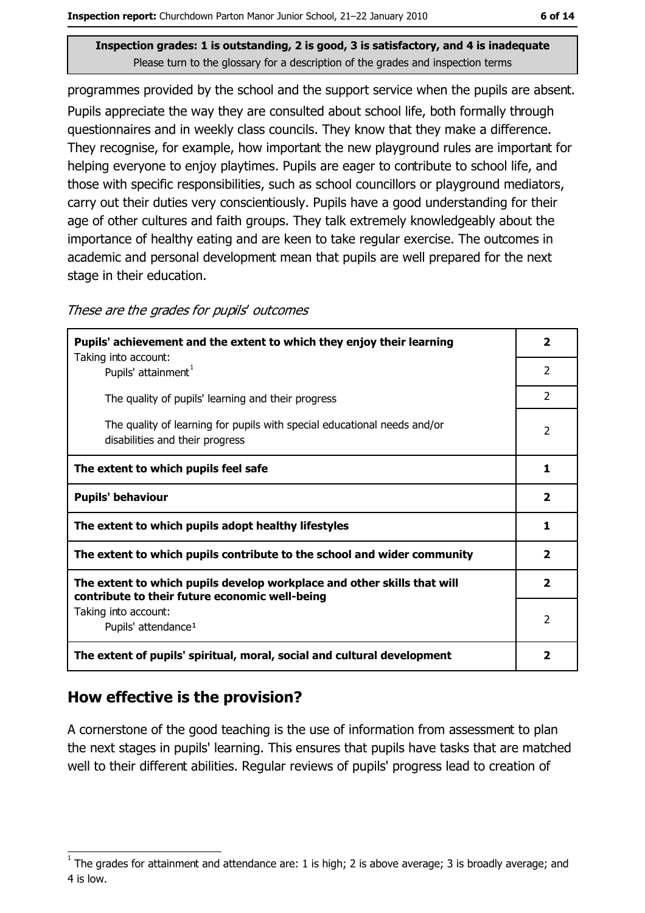**Inspection grades: 1 is outstanding, 2 is good, 3 is satisfactory, and 4 is inadequate**
Please turn to the glossary for a description of the grades and inspection terms

programmes provided by the school and the support service when the pupils are absent. Pupils appreciate the way they are consulted about school life, both formally through questionnaires and in weekly class councils. They know that they make a difference. They recognise, for example, how important the new playground rules are important for helping everyone to enjoy playtimes. Pupils are eager to contribute to school life, and those with specific responsibilities, such as school councillors or playground mediators, carry out their duties very conscientiously. Pupils have a good understanding for their age of other cultures and faith groups. They talk extremely knowledgeably about the importance of healthy eating and are keen to take regular exercise. The outcomes in academic and personal development mean that pupils are well prepared for the next stage in their education.

*These are the grades for pupils' outcomes*

| | |
|---|---|
| **Pupils' achievement and the extent to which they enjoy their learning** | **2** |
| Taking into account: Pupils' attainment[1] | 2 |
| The quality of pupils' learning and their progress | 2 |
| The quality of learning for pupils with special educational needs and/or disabilities and their progress | 2 |
| **The extent to which pupils feel safe** | **1** |
| **Pupils' behaviour** | **2** |
| **The extent to which pupils adopt healthy lifestyles** | **1** |
| **The extent to which pupils contribute to the school and wider community** | **2** |
| **The extent to which pupils develop workplace and other skills that will contribute to their future economic well-being** | **2** |
| Taking into account: Pupils' attendance[1] | 2 |
| **The extent of pupils' spiritual, moral, social and cultural development** | **2** |

## How effective is the provision?

A cornerstone of the good teaching is the use of information from assessment to plan the next stages in pupils' learning. This ensures that pupils have tasks that are matched well to their different abilities. Regular reviews of pupils' progress lead to creation of

[1] The grades for attainment and attendance are: 1 is high; 2 is above average; 3 is broadly average; and 4 is low.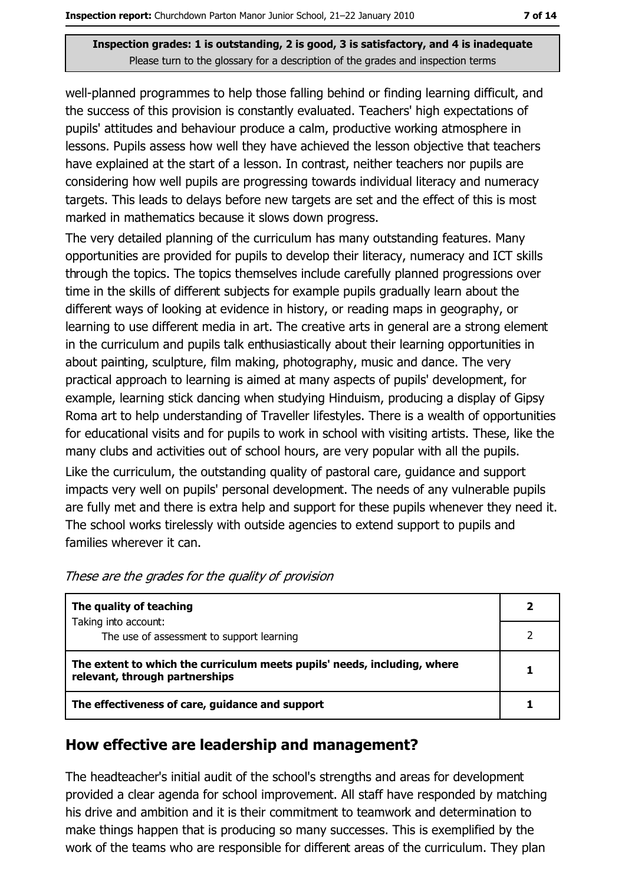Inspection grades: 1 is outstanding, 2 is good, 3 is satisfactory, and 4 is inadequate
Please turn to the glossary for a description of the grades and inspection terms

well-planned programmes to help those falling behind or finding learning difficult, and the success of this provision is constantly evaluated. Teachers' high expectations of pupils' attitudes and behaviour produce a calm, productive working atmosphere in lessons. Pupils assess how well they have achieved the lesson objective that teachers have explained at the start of a lesson. In contrast, neither teachers nor pupils are considering how well pupils are progressing towards individual literacy and numeracy targets. This leads to delays before new targets are set and the effect of this is most marked in mathematics because it slows down progress.

The very detailed planning of the curriculum has many outstanding features. Many opportunities are provided for pupils to develop their literacy, numeracy and ICT skills through the topics. The topics themselves include carefully planned progressions over time in the skills of different subjects for example pupils gradually learn about the different ways of looking at evidence in history, or reading maps in geography, or learning to use different media in art. The creative arts in general are a strong element in the curriculum and pupils talk enthusiastically about their learning opportunities in about painting, sculpture, film making, photography, music and dance. The very practical approach to learning is aimed at many aspects of pupils' development, for example, learning stick dancing when studying Hinduism, producing a display of Gipsy Roma art to help understanding of Traveller lifestyles. There is a wealth of opportunities for educational visits and for pupils to work in school with visiting artists. These, like the many clubs and activities out of school hours, are very popular with all the pupils.

Like the curriculum, the outstanding quality of pastoral care, guidance and support impacts very well on pupils' personal development. The needs of any vulnerable pupils are fully met and there is extra help and support for these pupils whenever they need it. The school works tirelessly with outside agencies to extend support to pupils and families wherever it can.

*These are the grades for the quality of provision*

| | |
|---|---|
| **The quality of teaching** | **2** |
| Taking into account: The use of assessment to support learning | 2 |
| **The extent to which the curriculum meets pupils' needs, including, where relevant, through partnerships** | **1** |
| **The effectiveness of care, guidance and support** | **1** |

## How effective are leadership and management?

The headteacher's initial audit of the school's strengths and areas for development provided a clear agenda for school improvement. All staff have responded by matching his drive and ambition and it is their commitment to teamwork and determination to make things happen that is producing so many successes. This is exemplified by the work of the teams who are responsible for different areas of the curriculum. They plan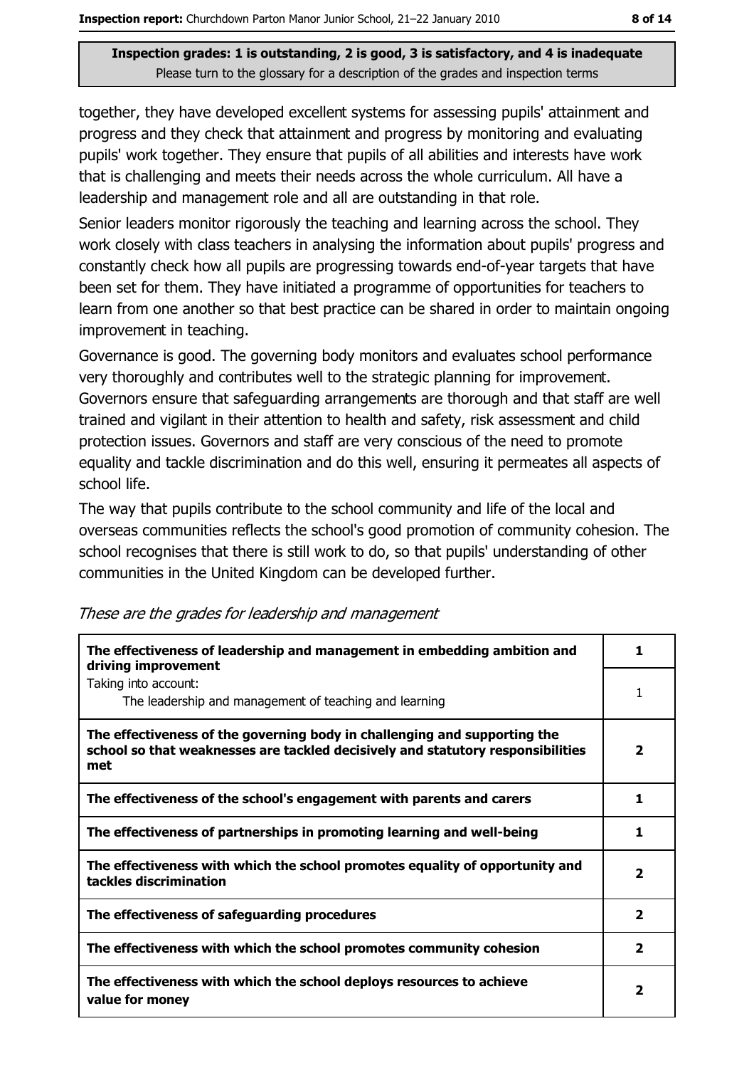**Inspection grades: 1 is outstanding, 2 is good, 3 is satisfactory, and 4 is inadequate**
Please turn to the glossary for a description of the grades and inspection terms

together, they have developed excellent systems for assessing pupils' attainment and progress and they check that attainment and progress by monitoring and evaluating pupils' work together. They ensure that pupils of all abilities and interests have work that is challenging and meets their needs across the whole curriculum. All have a leadership and management role and all are outstanding in that role.

Senior leaders monitor rigorously the teaching and learning across the school. They work closely with class teachers in analysing the information about pupils' progress and constantly check how all pupils are progressing towards end-of-year targets that have been set for them. They have initiated a programme of opportunities for teachers to learn from one another so that best practice can be shared in order to maintain ongoing improvement in teaching.

Governance is good. The governing body monitors and evaluates school performance very thoroughly and contributes well to the strategic planning for improvement. Governors ensure that safeguarding arrangements are thorough and that staff are well trained and vigilant in their attention to health and safety, risk assessment and child protection issues. Governors and staff are very conscious of the need to promote equality and tackle discrimination and do this well, ensuring it permeates all aspects of school life.

The way that pupils contribute to the school community and life of the local and overseas communities reflects the school's good promotion of community cohesion. The school recognises that there is still work to do, so that pupils' understanding of other communities in the United Kingdom can be developed further.

*These are the grades for leadership and management*

| | |
|---|---|
| **The effectiveness of leadership and management in embedding ambition and driving improvement** | **1** |
| Taking into account: The leadership and management of teaching and learning | 1 |
| **The effectiveness of the governing body in challenging and supporting the school so that weaknesses are tackled decisively and statutory responsibilities met** | **2** |
| **The effectiveness of the school's engagement with parents and carers** | **1** |
| **The effectiveness of partnerships in promoting learning and well-being** | **1** |
| **The effectiveness with which the school promotes equality of opportunity and tackles discrimination** | **2** |
| **The effectiveness of safeguarding procedures** | **2** |
| **The effectiveness with which the school promotes community cohesion** | **2** |
| **The effectiveness with which the school deploys resources to achieve value for money** | **2** |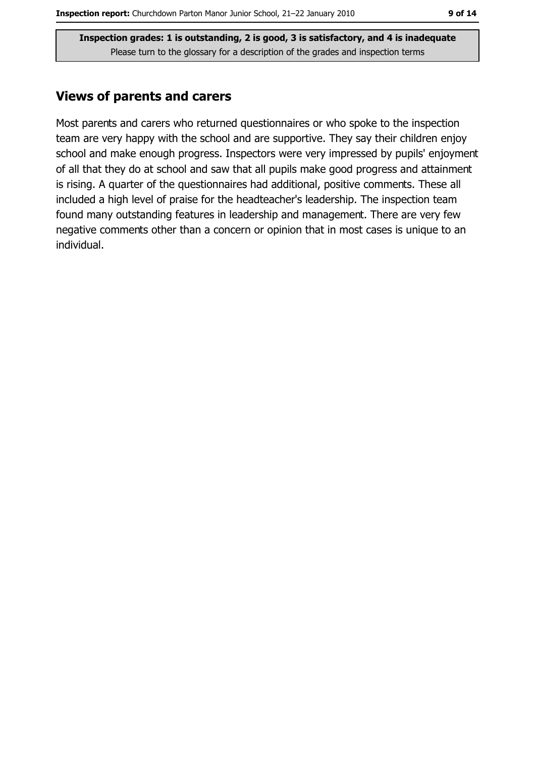**Inspection grades: 1 is outstanding, 2 is good, 3 is satisfactory, and 4 is inadequate**
Please turn to the glossary for a description of the grades and inspection terms

## Views of parents and carers

Most parents and carers who returned questionnaires or who spoke to the inspection team are very happy with the school and are supportive. They say their children enjoy school and make enough progress. Inspectors were very impressed by pupils' enjoyment of all that they do at school and saw that all pupils make good progress and attainment is rising. A quarter of the questionnaires had additional, positive comments. These all included a high level of praise for the headteacher's leadership. The inspection team found many outstanding features in leadership and management. There are very few negative comments other than a concern or opinion that in most cases is unique to an individual.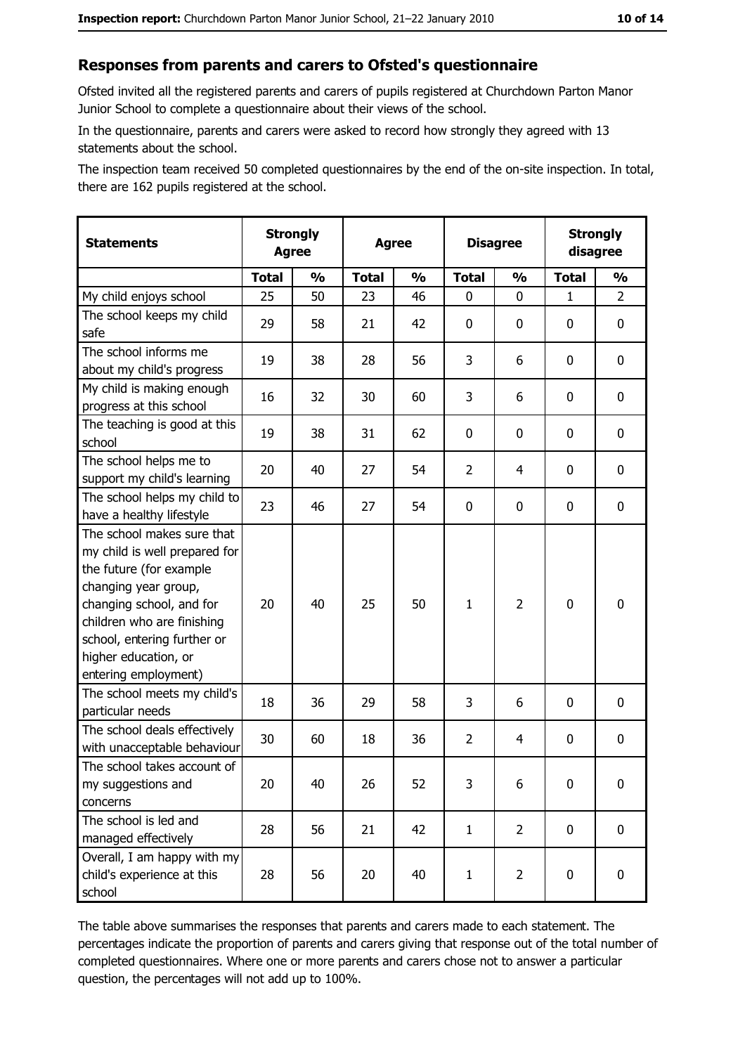## Responses from parents and carers to Ofsted's questionnaire

Ofsted invited all the registered parents and carers of pupils registered at Churchdown Parton Manor Junior School to complete a questionnaire about their views of the school.

In the questionnaire, parents and carers were asked to record how strongly they agreed with 13 statements about the school.

The inspection team received 50 completed questionnaires by the end of the on-site inspection. In total, there are 162 pupils registered at the school.

| Statements | Strongly Agree | | Agree | | Disagree | | Strongly disagree | |
|---|---|---|---|---|---|---|---|---|
| | Total | % | Total | % | Total | % | Total | % |
| My child enjoys school | 25 | 50 | 23 | 46 | 0 | 0 | 1 | 2 |
| The school keeps my child safe | 29 | 58 | 21 | 42 | 0 | 0 | 0 | 0 |
| The school informs me about my child's progress | 19 | 38 | 28 | 56 | 3 | 6 | 0 | 0 |
| My child is making enough progress at this school | 16 | 32 | 30 | 60 | 3 | 6 | 0 | 0 |
| The teaching is good at this school | 19 | 38 | 31 | 62 | 0 | 0 | 0 | 0 |
| The school helps me to support my child's learning | 20 | 40 | 27 | 54 | 2 | 4 | 0 | 0 |
| The school helps my child to have a healthy lifestyle | 23 | 46 | 27 | 54 | 0 | 0 | 0 | 0 |
| The school makes sure that my child is well prepared for the future (for example changing year group, changing school, and for children who are finishing school, entering further or higher education, or entering employment) | 20 | 40 | 25 | 50 | 1 | 2 | 0 | 0 |
| The school meets my child's particular needs | 18 | 36 | 29 | 58 | 3 | 6 | 0 | 0 |
| The school deals effectively with unacceptable behaviour | 30 | 60 | 18 | 36 | 2 | 4 | 0 | 0 |
| The school takes account of my suggestions and concerns | 20 | 40 | 26 | 52 | 3 | 6 | 0 | 0 |
| The school is led and managed effectively | 28 | 56 | 21 | 42 | 1 | 2 | 0 | 0 |
| Overall, I am happy with my child's experience at this school | 28 | 56 | 20 | 40 | 1 | 2 | 0 | 0 |

The table above summarises the responses that parents and carers made to each statement. The percentages indicate the proportion of parents and carers giving that response out of the total number of completed questionnaires. Where one or more parents and carers chose not to answer a particular question, the percentages will not add up to 100%.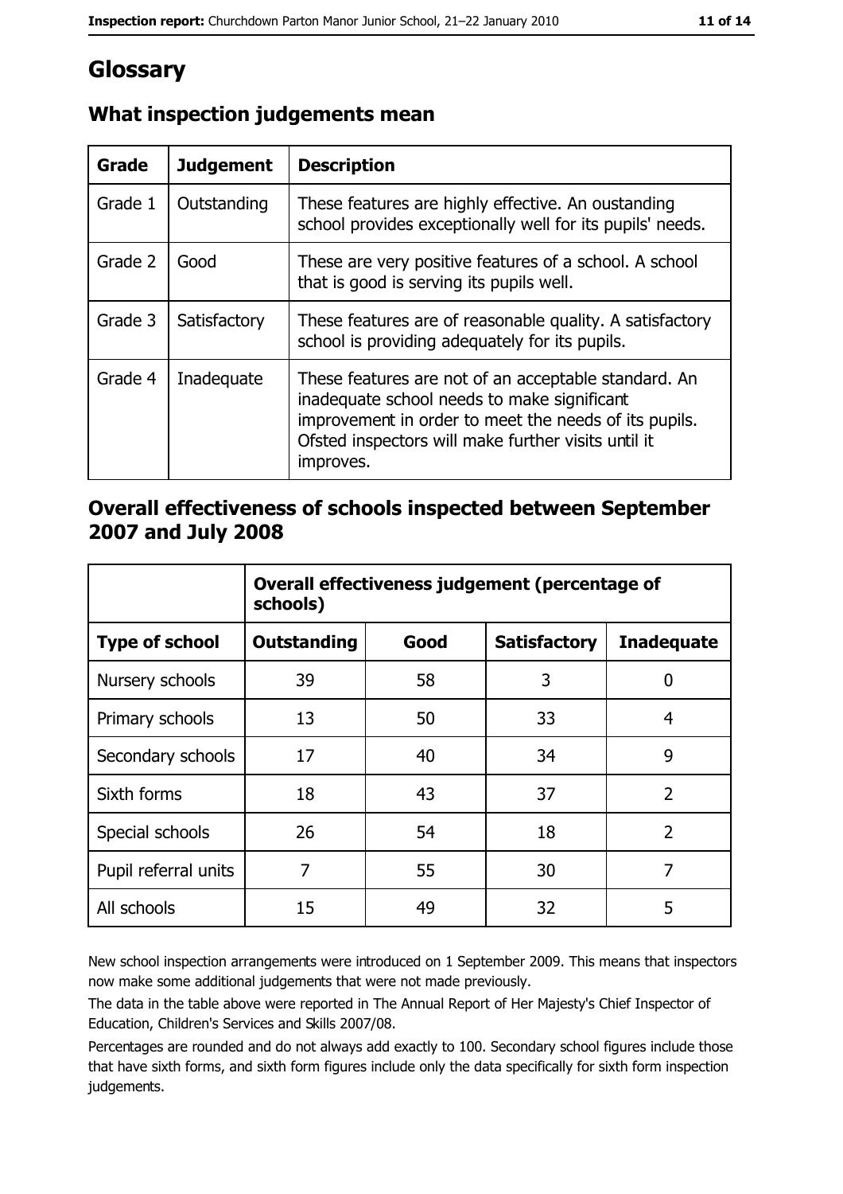# Glossary

## What inspection judgements mean

| Grade | Judgement | Description |
|---|---|---|
| Grade 1 | Outstanding | These features are highly effective. An oustanding school provides exceptionally well for its pupils' needs. |
| Grade 2 | Good | These are very positive features of a school. A school that is good is serving its pupils well. |
| Grade 3 | Satisfactory | These features are of reasonable quality. A satisfactory school is providing adequately for its pupils. |
| Grade 4 | Inadequate | These features are not of an acceptable standard. An inadequate school needs to make significant improvement in order to meet the needs of its pupils. Ofsted inspectors will make further visits until it improves. |

## Overall effectiveness of schools inspected between September 2007 and July 2008

| | Overall effectiveness judgement (percentage of schools) | | | |
|---|---|---|---|---|
| **Type of school** | **Outstanding** | **Good** | **Satisfactory** | **Inadequate** |
| Nursery schools | 39 | 58 | 3 | 0 |
| Primary schools | 13 | 50 | 33 | 4 |
| Secondary schools | 17 | 40 | 34 | 9 |
| Sixth forms | 18 | 43 | 37 | 2 |
| Special schools | 26 | 54 | 18 | 2 |
| Pupil referral units | 7 | 55 | 30 | 7 |
| All schools | 15 | 49 | 32 | 5 |

New school inspection arrangements were introduced on 1 September 2009. This means that inspectors now make some additional judgements that were not made previously.

The data in the table above were reported in The Annual Report of Her Majesty's Chief Inspector of Education, Children's Services and Skills 2007/08.

Percentages are rounded and do not always add exactly to 100. Secondary school figures include those that have sixth forms, and sixth form figures include only the data specifically for sixth form inspection judgements.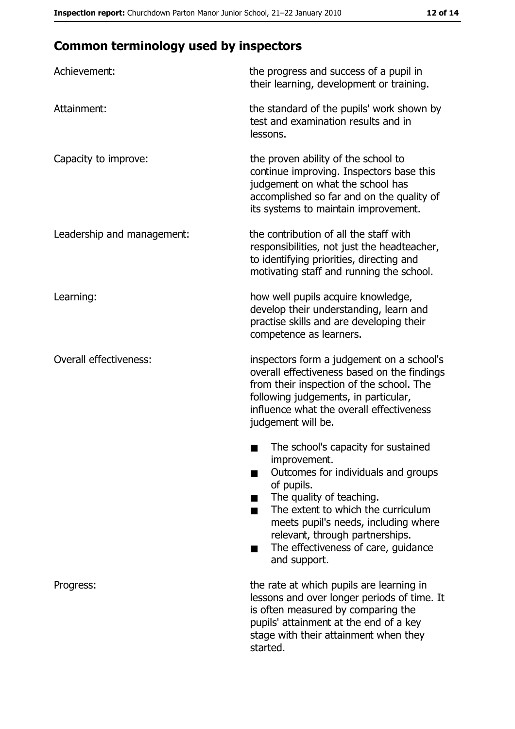## Common terminology used by inspectors

| | |
|---|---|
| Achievement: | the progress and success of a pupil in their learning, development or training. |
| Attainment: | the standard of the pupils' work shown by test and examination results and in lessons. |
| Capacity to improve: | the proven ability of the school to continue improving. Inspectors base this judgement on what the school has accomplished so far and on the quality of its systems to maintain improvement. |
| Leadership and management: | the contribution of all the staff with responsibilities, not just the headteacher, to identifying priorities, directing and motivating staff and running the school. |
| Learning: | how well pupils acquire knowledge, develop their understanding, learn and practise skills and are developing their competence as learners. |
| Overall effectiveness: | inspectors form a judgement on a school's overall effectiveness based on the findings from their inspection of the school. The following judgements, in particular, influence what the overall effectiveness judgement will be. <br>■ The school's capacity for sustained improvement.<br>■ Outcomes for individuals and groups of pupils.<br>■ The quality of teaching.<br>■ The extent to which the curriculum meets pupil's needs, including where relevant, through partnerships.<br>■ The effectiveness of care, guidance and support. |
| Progress: | the rate at which pupils are learning in lessons and over longer periods of time. It is often measured by comparing the pupils' attainment at the end of a key stage with their attainment when they started. |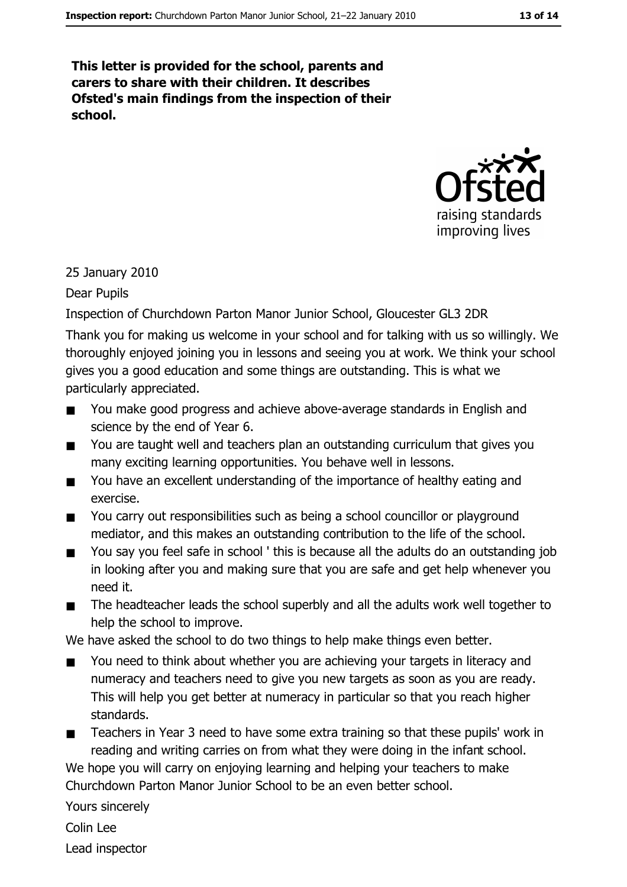**This letter is provided for the school, parents and carers to share with their children. It describes Ofsted's main findings from the inspection of their school.**

25 January 2010

Dear Pupils

Inspection of Churchdown Parton Manor Junior School, Gloucester GL3 2DR

Thank you for making us welcome in your school and for talking with us so willingly. We thoroughly enjoyed joining you in lessons and seeing you at work. We think your school gives you a good education and some things are outstanding. This is what we particularly appreciated.

- You make good progress and achieve above-average standards in English and science by the end of Year 6.
- You are taught well and teachers plan an outstanding curriculum that gives you many exciting learning opportunities. You behave well in lessons.
- You have an excellent understanding of the importance of healthy eating and exercise.
- You carry out responsibilities such as being a school councillor or playground mediator, and this makes an outstanding contribution to the life of the school.
- You say you feel safe in school ' this is because all the adults do an outstanding job in looking after you and making sure that you are safe and get help whenever you need it.
- The headteacher leads the school superbly and all the adults work well together to help the school to improve.

We have asked the school to do two things to help make things even better.

- You need to think about whether you are achieving your targets in literacy and numeracy and teachers need to give you new targets as soon as you are ready. This will help you get better at numeracy in particular so that you reach higher standards.
- Teachers in Year 3 need to have some extra training so that these pupils' work in reading and writing carries on from what they were doing in the infant school.

We hope you will carry on enjoying learning and helping your teachers to make Churchdown Parton Manor Junior School to be an even better school.

Yours sincerely

Colin Lee

Lead inspector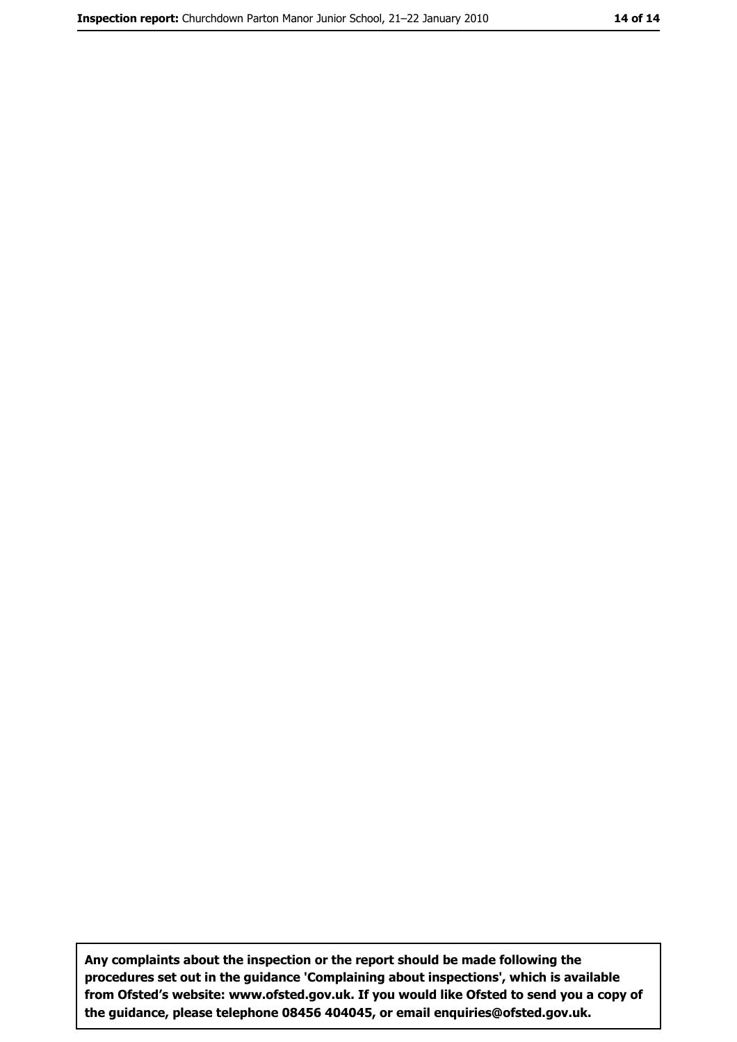**Any complaints about the inspection or the report should be made following the procedures set out in the guidance 'Complaining about inspections', which is available from Ofsted's website: www.ofsted.gov.uk. If you would like Ofsted to send you a copy of the guidance, please telephone 08456 404045, or email enquiries@ofsted.gov.uk.**